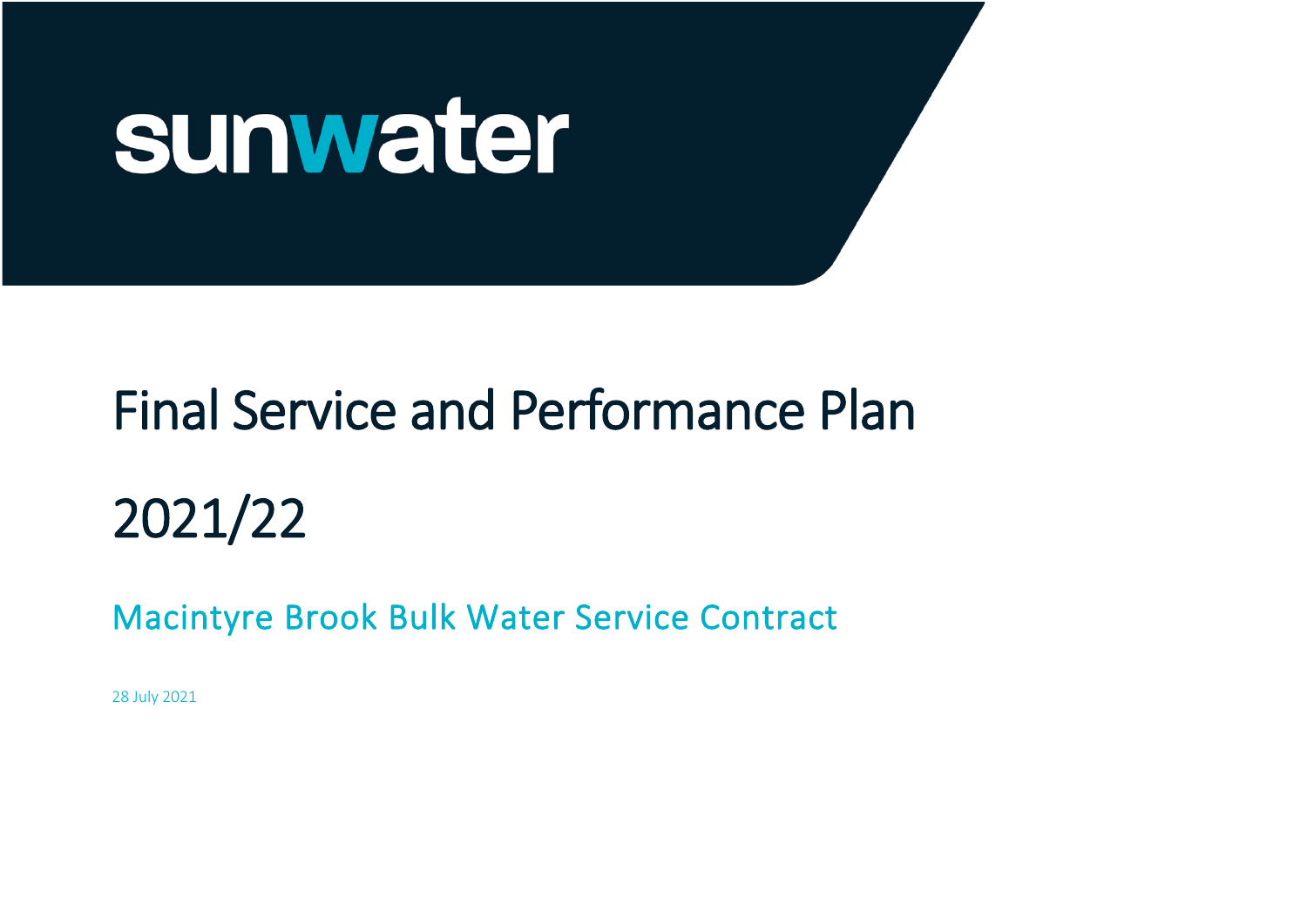sunwater

# Final Service and Performance Plan

# 2021/22

## Macintyre Brook Bulk Water Service Contract

28 July 2021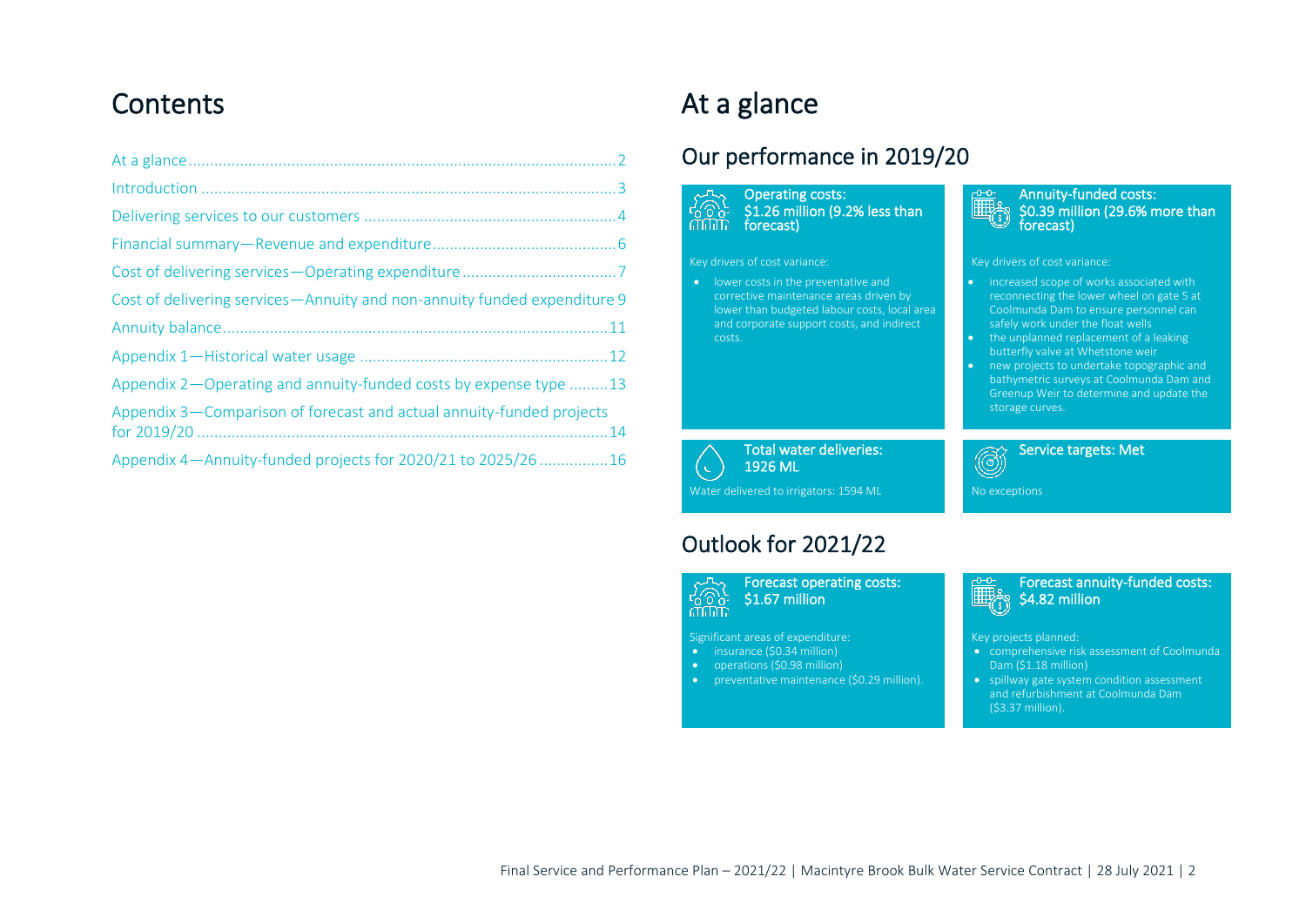# Contents

- At a glance ... 2
- Introduction ... 3
- Delivering services to our customers ... 4
- Financial summary—Revenue and expenditure ... 6
- Cost of delivering services—Operating expenditure ... 7
- Cost of delivering services—Annuity and non-annuity funded expenditure 9
- Annuity balance ... 11
- Appendix 1—Historical water usage ... 12
- Appendix 2—Operating and annuity-funded costs by expense type ... 13
- Appendix 3—Comparison of forecast and actual annuity-funded projects for 2019/20 ... 14
- Appendix 4—Annuity-funded projects for 2020/21 to 2025/26 ... 16

# At a glance

## Our performance in 2019/20

### Operating costs: $1.26 million (9.2% less than forecast)

Key drivers of cost variance:

- lower costs in the preventative and corrective maintenance areas driven by lower than budgeted labour costs, local area and corporate support costs, and indirect costs.

### Annuity-funded costs: $0.39 million (29.6% more than forecast)

Key drivers of cost variance:

- increased scope of works associated with reconnecting the lower wheel on gate 5 at Coolmunda Dam to ensure personnel can safely work under the float wells
- the unplanned replacement of a leaking butterfly valve at Whetstone weir
- new projects to undertake topographic and bathymetric surveys at Coolmunda Dam and Greenup Weir to determine and update the storage curves.

### Total water deliveries: 1926 ML

Water delivered to irrigators: 1594 ML

### Service targets: Met

No exceptions

## Outlook for 2021/22

### Forecast operating costs: $1.67 million

Significant areas of expenditure:

- insurance ($0.34 million)
- operations ($0.98 million)
- preventative maintenance ($0.29 million).

### Forecast annuity-funded costs: $4.82 million

Key projects planned:

- comprehensive risk assessment of Coolmunda Dam ($1.18 million)
- spillway gate system condition assessment and refurbishment at Coolmunda Dam ($3.37 million).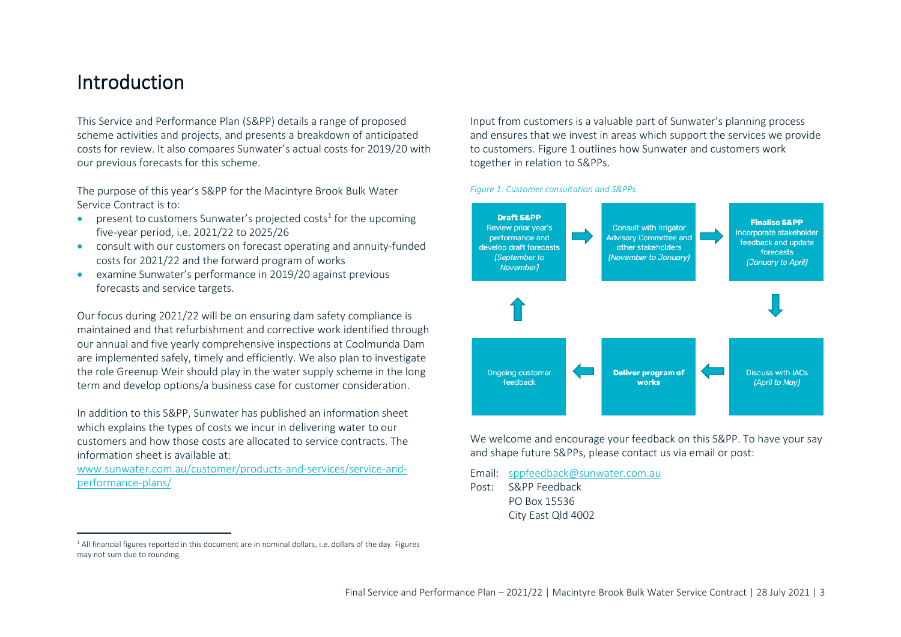# Introduction

This Service and Performance Plan (S&PP) details a range of proposed scheme activities and projects, and presents a breakdown of anticipated costs for review. It also compares Sunwater's actual costs for 2019/20 with our previous forecasts for this scheme.

The purpose of this year's S&PP for the Macintyre Brook Bulk Water Service Contract is to:

- present to customers Sunwater's projected costs[1] for the upcoming five-year period, i.e. 2021/22 to 2025/26
- consult with our customers on forecast operating and annuity-funded costs for 2021/22 and the forward program of works
- examine Sunwater's performance in 2019/20 against previous forecasts and service targets.

Our focus during 2021/22 will be on ensuring dam safety compliance is maintained and that refurbishment and corrective work identified through our annual and five yearly comprehensive inspections at Coolmunda Dam are implemented safely, timely and efficiently. We also plan to investigate the role Greenup Weir should play in the water supply scheme in the long term and develop options/a business case for customer consideration.

In addition to this S&PP, Sunwater has published an information sheet which explains the types of costs we incur in delivering water to our customers and how those costs are allocated to service contracts. The information sheet is available at:
www.sunwater.com.au/customer/products-and-services/service-and-performance-plans/

Input from customers is a valuable part of Sunwater's planning process and ensures that we invest in areas which support the services we provide to customers. Figure 1 outlines how Sunwater and customers work together in relation to S&PPs.

*Figure 1: Customer consultation and S&PPs*

**Draft S&PP** Review prior year's performance and develop draft forecasts *(September to November)* → Consult with Irrigator Advisory Committee and other stakeholders *(November to January)* → **Finalise S&PP** Incorporate stakeholder feedback and update forecasts *(January to April)* → Discuss with IACs *(April to May)* → **Deliver program of works** → Ongoing customer feedback → **Draft S&PP**

We welcome and encourage your feedback on this S&PP. To have your say and shape future S&PPs, please contact us via email or post:

Email: sppfeedback@sunwater.com.au
Post: S&PP Feedback
PO Box 15536
City East Qld 4002

[1] All financial figures reported in this document are in nominal dollars, i.e. dollars of the day. Figures may not sum due to rounding.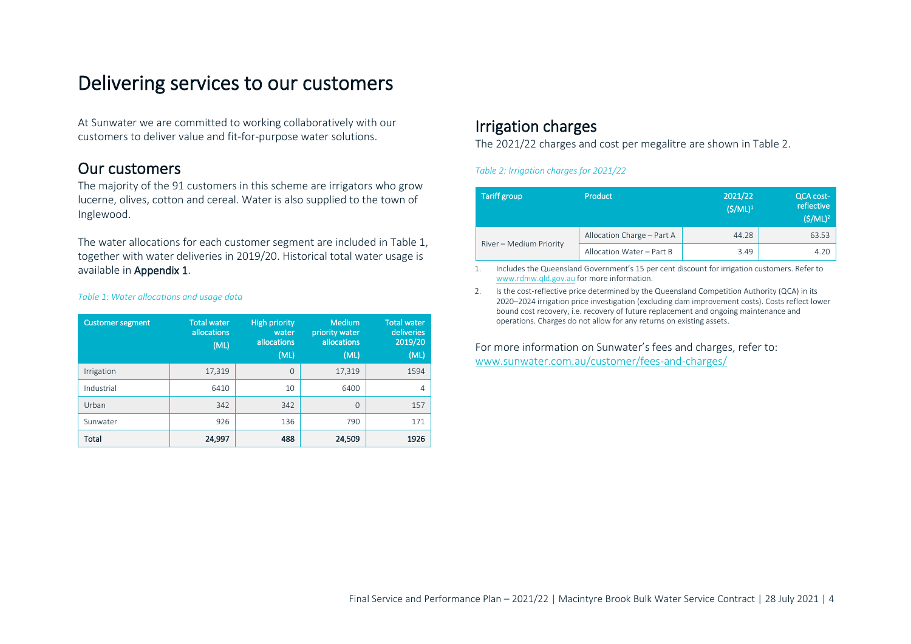# Delivering services to our customers

At Sunwater we are committed to working collaboratively with our customers to deliver value and fit-for-purpose water solutions.

## Our customers

The majority of the 91 customers in this scheme are irrigators who grow lucerne, olives, cotton and cereal. Water is also supplied to the town of Inglewood.

The water allocations for each customer segment are included in Table 1, together with water deliveries in 2019/20. Historical total water usage is available in **Appendix 1**.

*Table 1: Water allocations and usage data*

| Customer segment | Total water allocations (ML) | High priority water allocations (ML) | Medium priority water allocations (ML) | Total water deliveries 2019/20 (ML) |
|---|---|---|---|---|
| Irrigation | 17,319 | 0 | 17,319 | 1594 |
| Industrial | 6410 | 10 | 6400 | 4 |
| Urban | 342 | 342 | 0 | 157 |
| Sunwater | 926 | 136 | 790 | 171 |
| **Total** | **24,997** | **488** | **24,509** | **1926** |

## Irrigation charges

The 2021/22 charges and cost per megalitre are shown in Table 2.

*Table 2: Irrigation charges for 2021/22*

| Tariff group | Product | 2021/22 ($/ML)[1] | QCA cost-reflective ($/ML)[2] |
|---|---|---|---|
| River – Medium Priority | Allocation Charge – Part A | 44.28 | 63.53 |
| | Allocation Water – Part B | 3.49 | 4.20 |

1. Includes the Queensland Government's 15 per cent discount for irrigation customers. Refer to www.rdmw.qld.gov.au for more information.
2. Is the cost-reflective price determined by the Queensland Competition Authority (QCA) in its 2020–2024 irrigation price investigation (excluding dam improvement costs). Costs reflect lower bound cost recovery, i.e. recovery of future replacement and ongoing maintenance and operations. Charges do not allow for any returns on existing assets.

For more information on Sunwater's fees and charges, refer to: www.sunwater.com.au/customer/fees-and-charges/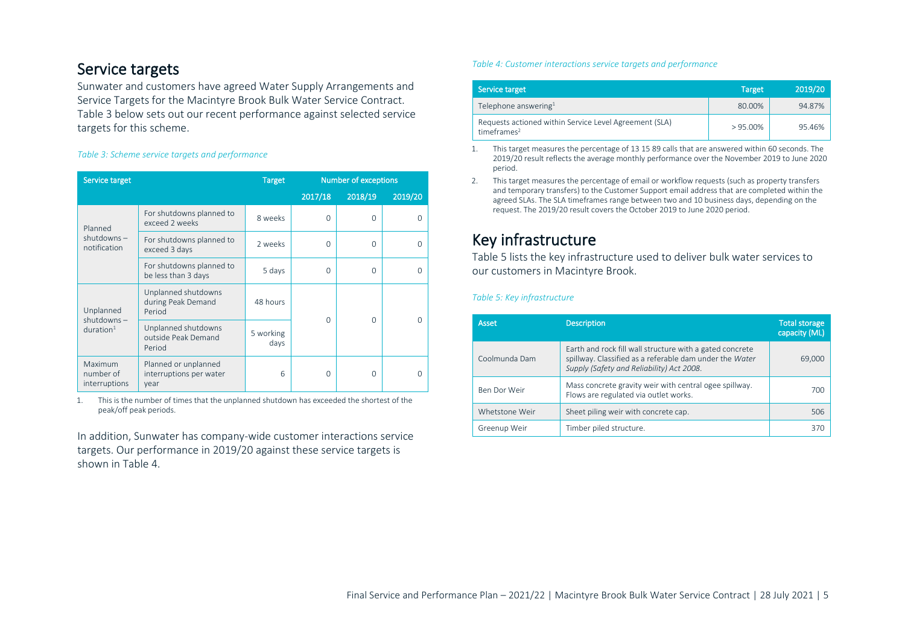## Service targets

Sunwater and customers have agreed Water Supply Arrangements and Service Targets for the Macintyre Brook Bulk Water Service Contract. Table 3 below sets out our recent performance against selected service targets for this scheme.

*Table 3: Scheme service targets and performance*

| Service target | | Target | Number of exceptions | | |
|---|---|---|---|---|---|
| | | | 2017/18 | 2018/19 | 2019/20 |
| Planned shutdowns – notification | For shutdowns planned to exceed 2 weeks | 8 weeks | 0 | 0 | 0 |
| | For shutdowns planned to exceed 3 days | 2 weeks | 0 | 0 | 0 |
| | For shutdowns planned to be less than 3 days | 5 days | 0 | 0 | 0 |
| Unplanned shutdowns – duration[1] | Unplanned shutdowns during Peak Demand Period | 48 hours | 0 | 0 | 0 |
| | Unplanned shutdowns outside Peak Demand Period | 5 working days | | | |
| Maximum number of interruptions | Planned or unplanned interruptions per water year | 6 | 0 | 0 | 0 |

1. This is the number of times that the unplanned shutdown has exceeded the shortest of the peak/off peak periods.

In addition, Sunwater has company-wide customer interactions service targets. Our performance in 2019/20 against these service targets is shown in Table 4.

*Table 4: Customer interactions service targets and performance*

| Service target | Target | 2019/20 |
|---|---|---|
| Telephone answering[1] | 80.00% | 94.87% |
| Requests actioned within Service Level Agreement (SLA) timeframes[2] | > 95.00% | 95.46% |

1. This target measures the percentage of 13 15 89 calls that are answered within 60 seconds. The 2019/20 result reflects the average monthly performance over the November 2019 to June 2020 period.
2. This target measures the percentage of email or workflow requests (such as property transfers and temporary transfers) to the Customer Support email address that are completed within the agreed SLAs. The SLA timeframes range between two and 10 business days, depending on the request. The 2019/20 result covers the October 2019 to June 2020 period.

## Key infrastructure

Table 5 lists the key infrastructure used to deliver bulk water services to our customers in Macintyre Brook.

*Table 5: Key infrastructure*

| Asset | Description | Total storage capacity (ML) |
|---|---|---|
| Coolmunda Dam | Earth and rock fill wall structure with a gated concrete spillway. Classified as a referable dam under the *Water Supply (Safety and Reliability) Act 2008*. | 69,000 |
| Ben Dor Weir | Mass concrete gravity weir with central ogee spillway. Flows are regulated via outlet works. | 700 |
| Whetstone Weir | Sheet piling weir with concrete cap. | 506 |
| Greenup Weir | Timber piled structure. | 370 |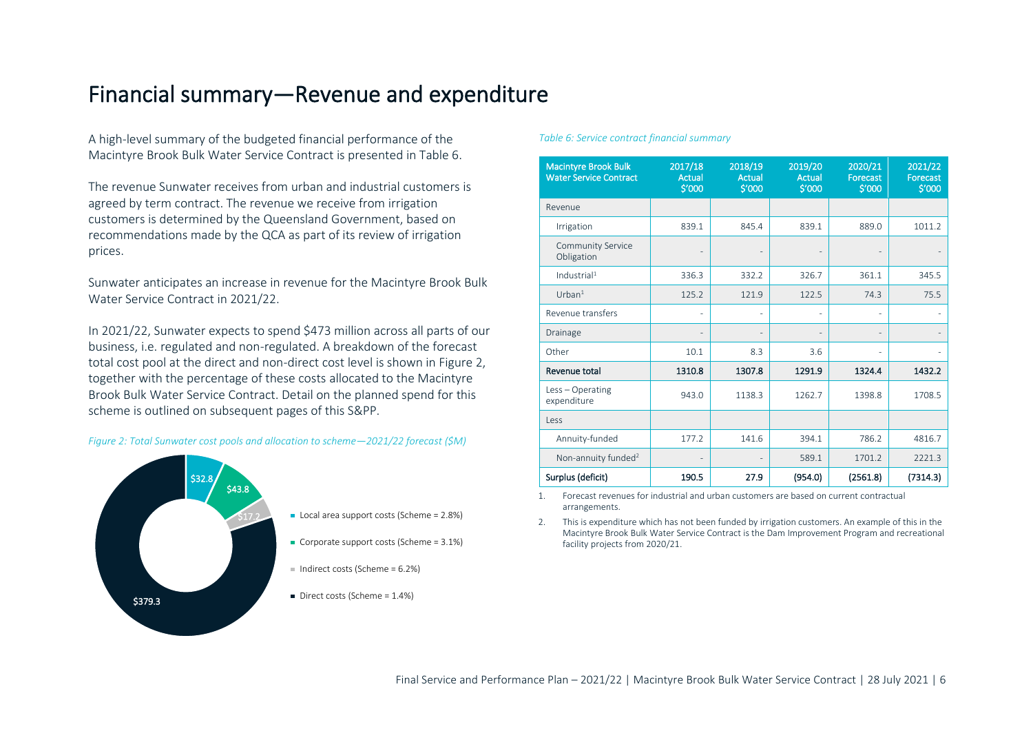# Financial summary—Revenue and expenditure

A high-level summary of the budgeted financial performance of the Macintyre Brook Bulk Water Service Contract is presented in Table 6.

The revenue Sunwater receives from urban and industrial customers is agreed by term contract. The revenue we receive from irrigation customers is determined by the Queensland Government, based on recommendations made by the QCA as part of its review of irrigation prices.

Sunwater anticipates an increase in revenue for the Macintyre Brook Bulk Water Service Contract in 2021/22.

In 2021/22, Sunwater expects to spend $473 million across all parts of our business, i.e. regulated and non-regulated. A breakdown of the forecast total cost pool at the direct and non-direct cost level is shown in Figure 2, together with the percentage of these costs allocated to the Macintyre Brook Bulk Water Service Contract. Detail on the planned spend for this scheme is outlined on subsequent pages of this S&PP.

*Figure 2: Total Sunwater cost pools and allocation to scheme—2021/22 forecast ($M)*

- $32.8 — Local area support costs (Scheme = 2.8%)
- $43.8 — Corporate support costs (Scheme = 3.1%)
- $17.2 — Indirect costs (Scheme = 6.2%)
- $379.3 — Direct costs (Scheme = 1.4%)

*Table 6: Service contract financial summary*

| Macintyre Brook Bulk Water Service Contract | 2017/18 Actual $'000 | 2018/19 Actual $'000 | 2019/20 Actual $'000 | 2020/21 Forecast $'000 | 2021/22 Forecast $'000 |
|---|---|---|---|---|---|
| Revenue | | | | | |
| Irrigation | 839.1 | 845.4 | 839.1 | 889.0 | 1011.2 |
| Community Service Obligation | - | - | - | - | - |
| Industrial[1] | 336.3 | 332.2 | 326.7 | 361.1 | 345.5 |
| Urban[1] | 125.2 | 121.9 | 122.5 | 74.3 | 75.5 |
| Revenue transfers | - | - | - | - | - |
| Drainage | - | - | - | - | - |
| Other | 10.1 | 8.3 | 3.6 | - | - |
| **Revenue total** | **1310.8** | **1307.8** | **1291.9** | **1324.4** | **1432.2** |
| Less – Operating expenditure | 943.0 | 1138.3 | 1262.7 | 1398.8 | 1708.5 |
| Less | | | | | |
| Annuity-funded | 177.2 | 141.6 | 394.1 | 786.2 | 4816.7 |
| Non-annuity funded[2] | - | - | 589.1 | 1701.2 | 2221.3 |
| **Surplus (deficit)** | **190.5** | **27.9** | **(954.0)** | **(2561.8)** | **(7314.3)** |

1. Forecast revenues for industrial and urban customers are based on current contractual arrangements.
2. This is expenditure which has not been funded by irrigation customers. An example of this in the Macintyre Brook Bulk Water Service Contract is the Dam Improvement Program and recreational facility projects from 2020/21.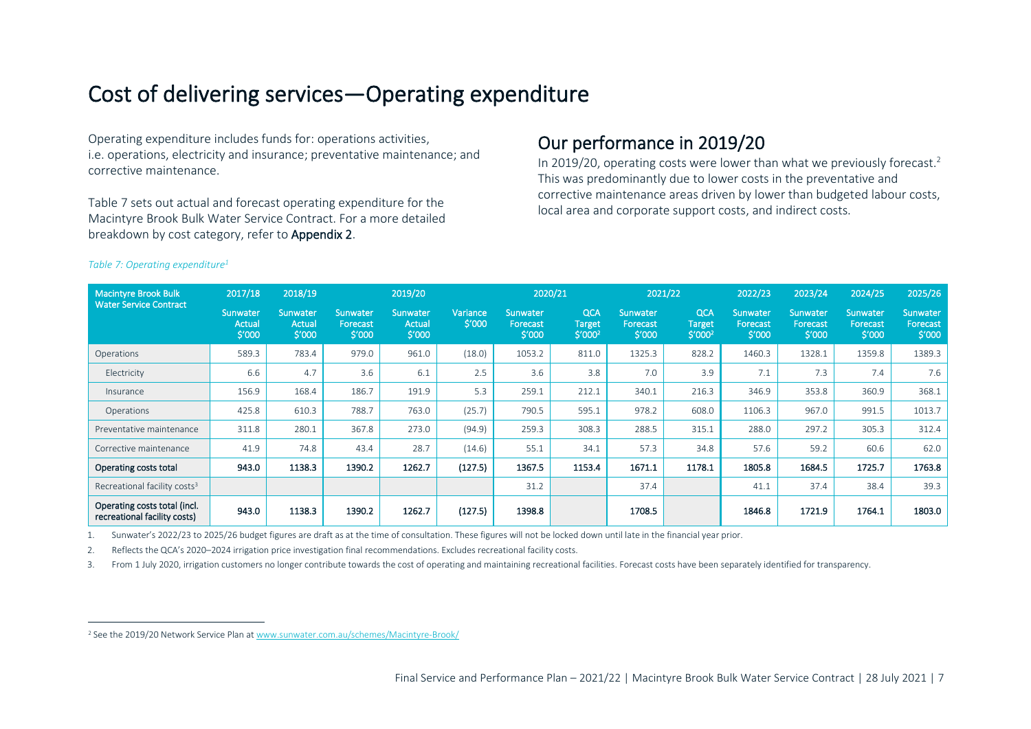# Cost of delivering services—Operating expenditure

Operating expenditure includes funds for: operations activities, i.e. operations, electricity and insurance; preventative maintenance; and corrective maintenance.

Table 7 sets out actual and forecast operating expenditure for the Macintyre Brook Bulk Water Service Contract. For a more detailed breakdown by cost category, refer to **Appendix 2**.

## Our performance in 2019/20

In 2019/20, operating costs were lower than what we previously forecast.[2] This was predominantly due to lower costs in the preventative and corrective maintenance areas driven by lower than budgeted labour costs, local area and corporate support costs, and indirect costs.

*Table 7: Operating expenditure[1]*

| Macintyre Brook Bulk Water Service Contract | 2017/18 | 2018/19 | 2019/20 | | | 2020/21 | | 2021/22 | | 2022/23 | 2023/24 | 2024/25 | 2025/26 |
|---|---|---|---|---|---|---|---|---|---|---|---|---|---|
| | Sunwater Actual $'000 | Sunwater Actual $'000 | Sunwater Forecast $'000 | Sunwater Actual $'000 | Variance $'000 | Sunwater Forecast $'000 | QCA Target $'000[2] | Sunwater Forecast $'000 | QCA Target $'000[2] | Sunwater Forecast $'000 | Sunwater Forecast $'000 | Sunwater Forecast $'000 | Sunwater Forecast $'000 |
| Operations | 589.3 | 783.4 | 979.0 | 961.0 | (18.0) | 1053.2 | 811.0 | 1325.3 | 828.2 | 1460.3 | 1328.1 | 1359.8 | 1389.3 |
| Electricity | 6.6 | 4.7 | 3.6 | 6.1 | 2.5 | 3.6 | 3.8 | 7.0 | 3.9 | 7.1 | 7.3 | 7.4 | 7.6 |
| Insurance | 156.9 | 168.4 | 186.7 | 191.9 | 5.3 | 259.1 | 212.1 | 340.1 | 216.3 | 346.9 | 353.8 | 360.9 | 368.1 |
| Operations | 425.8 | 610.3 | 788.7 | 763.0 | (25.7) | 790.5 | 595.1 | 978.2 | 608.0 | 1106.3 | 967.0 | 991.5 | 1013.7 |
| Preventative maintenance | 311.8 | 280.1 | 367.8 | 273.0 | (94.9) | 259.3 | 308.3 | 288.5 | 315.1 | 288.0 | 297.2 | 305.3 | 312.4 |
| Corrective maintenance | 41.9 | 74.8 | 43.4 | 28.7 | (14.6) | 55.1 | 34.1 | 57.3 | 34.8 | 57.6 | 59.2 | 60.6 | 62.0 |
| **Operating costs total** | **943.0** | **1138.3** | **1390.2** | **1262.7** | **(127.5)** | **1367.5** | **1153.4** | **1671.1** | **1178.1** | **1805.8** | **1684.5** | **1725.7** | **1763.8** |
| Recreational facility costs[3] | | | | | | 31.2 | | 37.4 | | 41.1 | 37.4 | 38.4 | 39.3 |
| **Operating costs total (incl. recreational facility costs)** | **943.0** | **1138.3** | **1390.2** | **1262.7** | **(127.5)** | **1398.8** | | **1708.5** | | **1846.8** | **1721.9** | **1764.1** | **1803.0** |

1. Sunwater's 2022/23 to 2025/26 budget figures are draft as at the time of consultation. These figures will not be locked down until late in the financial year prior.
2. Reflects the QCA's 2020–2024 irrigation price investigation final recommendations. Excludes recreational facility costs.
3. From 1 July 2020, irrigation customers no longer contribute towards the cost of operating and maintaining recreational facilities. Forecast costs have been separately identified for transparency.

[2] See the 2019/20 Network Service Plan at www.sunwater.com.au/schemes/Macintyre-Brook/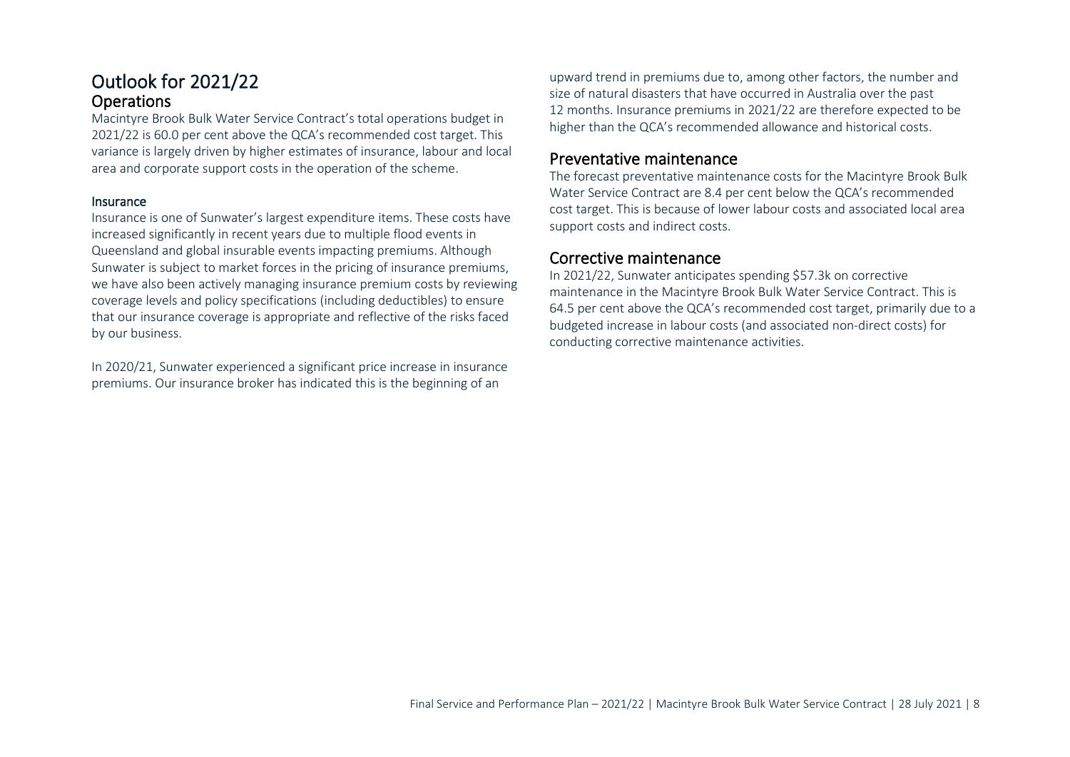# Outlook for 2021/22

## Operations

Macintyre Brook Bulk Water Service Contract's total operations budget in 2021/22 is 60.0 per cent above the QCA's recommended cost target. This variance is largely driven by higher estimates of insurance, labour and local area and corporate support costs in the operation of the scheme.

### Insurance

Insurance is one of Sunwater's largest expenditure items. These costs have increased significantly in recent years due to multiple flood events in Queensland and global insurable events impacting premiums. Although Sunwater is subject to market forces in the pricing of insurance premiums, we have also been actively managing insurance premium costs by reviewing coverage levels and policy specifications (including deductibles) to ensure that our insurance coverage is appropriate and reflective of the risks faced by our business.

In 2020/21, Sunwater experienced a significant price increase in insurance premiums. Our insurance broker has indicated this is the beginning of an upward trend in premiums due to, among other factors, the number and size of natural disasters that have occurred in Australia over the past 12 months. Insurance premiums in 2021/22 are therefore expected to be higher than the QCA's recommended allowance and historical costs.

## Preventative maintenance

The forecast preventative maintenance costs for the Macintyre Brook Bulk Water Service Contract are 8.4 per cent below the QCA's recommended cost target. This is because of lower labour costs and associated local area support costs and indirect costs.

## Corrective maintenance

In 2021/22, Sunwater anticipates spending $57.3k on corrective maintenance in the Macintyre Brook Bulk Water Service Contract. This is 64.5 per cent above the QCA's recommended cost target, primarily due to a budgeted increase in labour costs (and associated non-direct costs) for conducting corrective maintenance activities.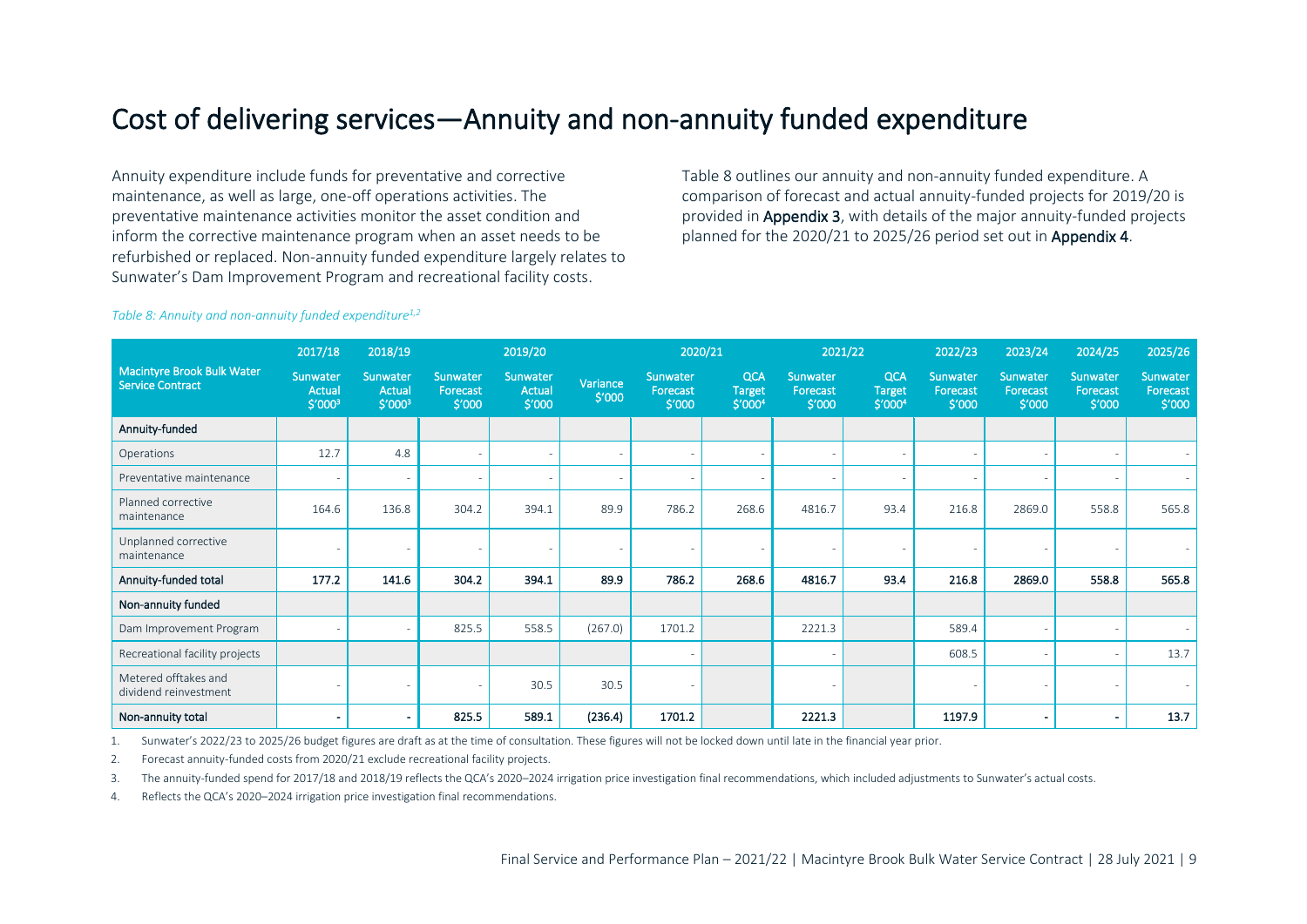# Cost of delivering services—Annuity and non-annuity funded expenditure

Annuity expenditure include funds for preventative and corrective maintenance, as well as large, one-off operations activities. The preventative maintenance activities monitor the asset condition and inform the corrective maintenance program when an asset needs to be refurbished or replaced. Non-annuity funded expenditure largely relates to Sunwater's Dam Improvement Program and recreational facility costs.

Table 8 outlines our annuity and non-annuity funded expenditure. A comparison of forecast and actual annuity-funded projects for 2019/20 is provided in **Appendix 3**, with details of the major annuity-funded projects planned for the 2020/21 to 2025/26 period set out in **Appendix 4**.

*Table 8: Annuity and non-annuity funded expenditure[1,2]*

| Macintyre Brook Bulk Water Service Contract | 2017/18 | 2018/19 | 2019/20 | | | 2020/21 | | 2021/22 | | 2022/23 | 2023/24 | 2024/25 | 2025/26 |
|---|---|---|---|---|---|---|---|---|---|---|---|---|---|
| | Sunwater Actual $'000[3] | Sunwater Actual $'000[3] | Sunwater Forecast $'000 | Sunwater Actual $'000 | Variance $'000 | Sunwater Forecast $'000 | QCA Target $'000[4] | Sunwater Forecast $'000 | QCA Target $'000[4] | Sunwater Forecast $'000 | Sunwater Forecast $'000 | Sunwater Forecast $'000 | Sunwater Forecast $'000 |
| **Annuity-funded** | | | | | | | | | | | | | |
| Operations | 12.7 | 4.8 | - | - | - | - | - | - | - | - | - | - | - |
| Preventative maintenance | - | - | - | - | - | - | - | - | - | - | - | - | - |
| Planned corrective maintenance | 164.6 | 136.8 | 304.2 | 394.1 | 89.9 | 786.2 | 268.6 | 4816.7 | 93.4 | 216.8 | 2869.0 | 558.8 | 565.8 |
| Unplanned corrective maintenance | - | - | - | - | - | - | - | - | - | - | - | - | - |
| **Annuity-funded total** | **177.2** | **141.6** | **304.2** | **394.1** | **89.9** | **786.2** | **268.6** | **4816.7** | **93.4** | **216.8** | **2869.0** | **558.8** | **565.8** |
| **Non-annuity funded** | | | | | | | | | | | | | |
| Dam Improvement Program | - | - | 825.5 | 558.5 | (267.0) | 1701.2 | | 2221.3 | | 589.4 | - | - | - |
| Recreational facility projects | | | | | | - | | - | | 608.5 | - | - | 13.7 |
| Metered offtakes and dividend reinvestment | - | - | - | 30.5 | 30.5 | - | | - | | - | - | - | - |
| **Non-annuity total** | **-** | **-** | **825.5** | **589.1** | **(236.4)** | **1701.2** | | **2221.3** | | **1197.9** | **-** | **-** | **13.7** |

1. Sunwater's 2022/23 to 2025/26 budget figures are draft as at the time of consultation. These figures will not be locked down until late in the financial year prior.
2. Forecast annuity-funded costs from 2020/21 exclude recreational facility projects.
3. The annuity-funded spend for 2017/18 and 2018/19 reflects the QCA's 2020–2024 irrigation price investigation final recommendations, which included adjustments to Sunwater's actual costs.
4. Reflects the QCA's 2020–2024 irrigation price investigation final recommendations.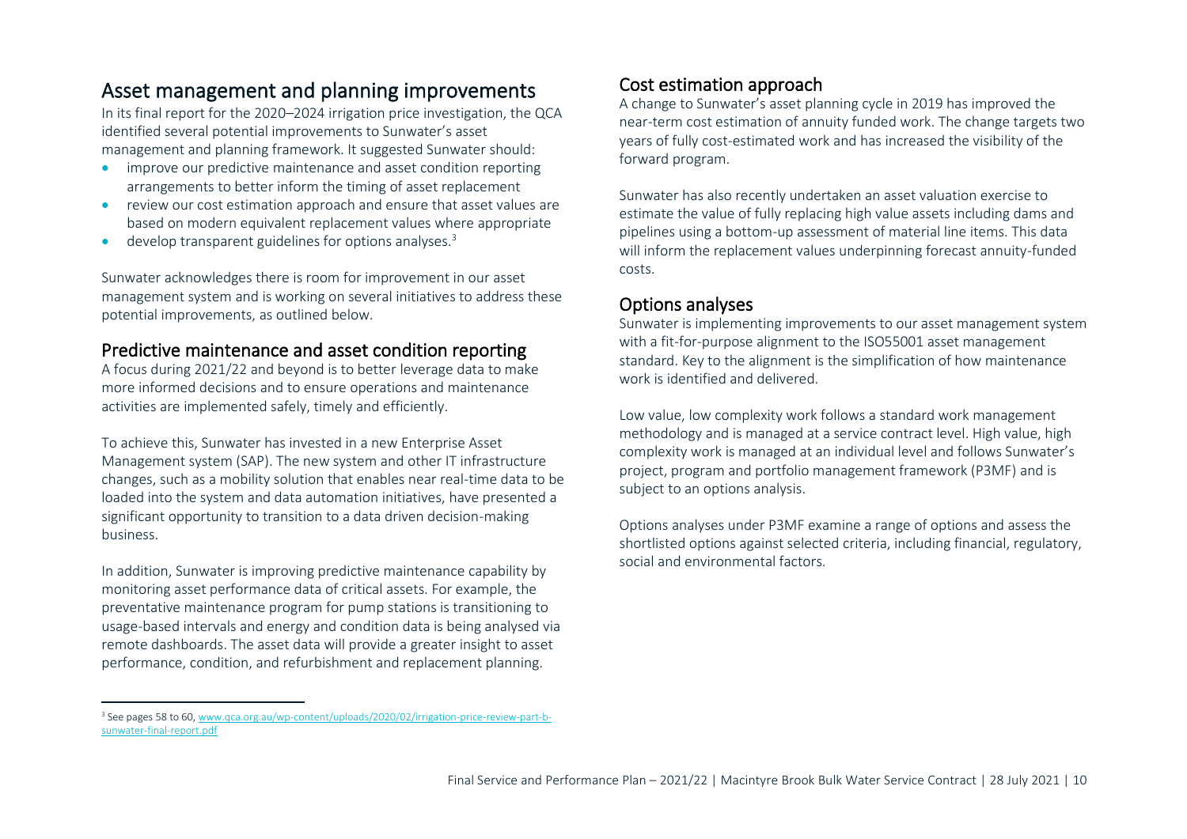# Asset management and planning improvements

In its final report for the 2020–2024 irrigation price investigation, the QCA identified several potential improvements to Sunwater's asset management and planning framework. It suggested Sunwater should:

- improve our predictive maintenance and asset condition reporting arrangements to better inform the timing of asset replacement
- review our cost estimation approach and ensure that asset values are based on modern equivalent replacement values where appropriate
- develop transparent guidelines for options analyses.[3]

Sunwater acknowledges there is room for improvement in our asset management system and is working on several initiatives to address these potential improvements, as outlined below.

## Predictive maintenance and asset condition reporting

A focus during 2021/22 and beyond is to better leverage data to make more informed decisions and to ensure operations and maintenance activities are implemented safely, timely and efficiently.

To achieve this, Sunwater has invested in a new Enterprise Asset Management system (SAP). The new system and other IT infrastructure changes, such as a mobility solution that enables near real-time data to be loaded into the system and data automation initiatives, have presented a significant opportunity to transition to a data driven decision-making business.

In addition, Sunwater is improving predictive maintenance capability by monitoring asset performance data of critical assets. For example, the preventative maintenance program for pump stations is transitioning to usage-based intervals and energy and condition data is being analysed via remote dashboards. The asset data will provide a greater insight to asset performance, condition, and refurbishment and replacement planning.

## Cost estimation approach

A change to Sunwater's asset planning cycle in 2019 has improved the near-term cost estimation of annuity funded work. The change targets two years of fully cost-estimated work and has increased the visibility of the forward program.

Sunwater has also recently undertaken an asset valuation exercise to estimate the value of fully replacing high value assets including dams and pipelines using a bottom-up assessment of material line items. This data will inform the replacement values underpinning forecast annuity-funded costs.

## Options analyses

Sunwater is implementing improvements to our asset management system with a fit-for-purpose alignment to the ISO55001 asset management standard. Key to the alignment is the simplification of how maintenance work is identified and delivered.

Low value, low complexity work follows a standard work management methodology and is managed at a service contract level. High value, high complexity work is managed at an individual level and follows Sunwater's project, program and portfolio management framework (P3MF) and is subject to an options analysis.

Options analyses under P3MF examine a range of options and assess the shortlisted options against selected criteria, including financial, regulatory, social and environmental factors.

---

[3] See pages 58 to 60, www.qca.org.au/wp-content/uploads/2020/02/irrigation-price-review-part-b-sunwater-final-report.pdf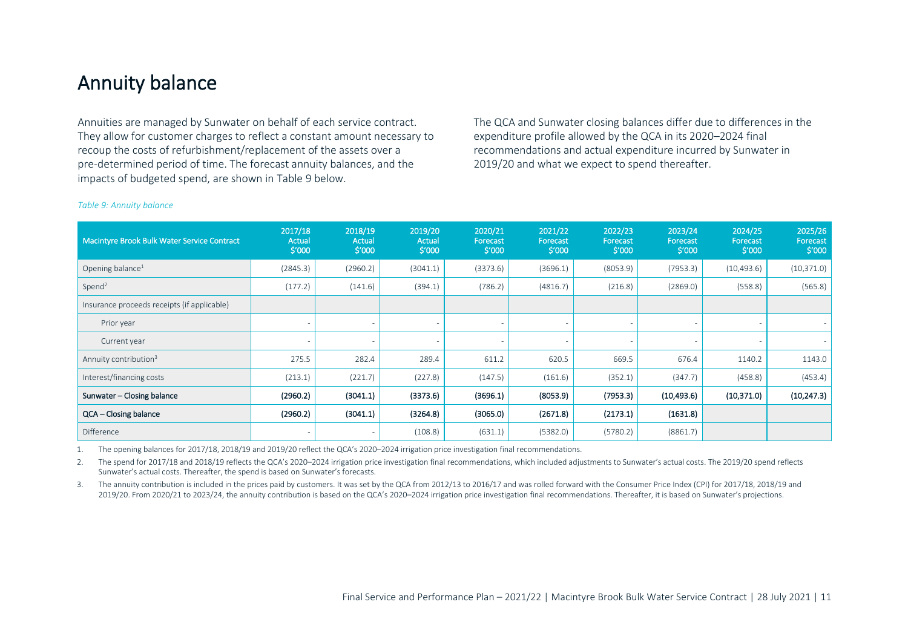# Annuity balance

Annuities are managed by Sunwater on behalf of each service contract. They allow for customer charges to reflect a constant amount necessary to recoup the costs of refurbishment/replacement of the assets over a pre-determined period of time. The forecast annuity balances, and the impacts of budgeted spend, are shown in Table 9 below.

The QCA and Sunwater closing balances differ due to differences in the expenditure profile allowed by the QCA in its 2020–2024 final recommendations and actual expenditure incurred by Sunwater in 2019/20 and what we expect to spend thereafter.

*Table 9: Annuity balance*

| Macintyre Brook Bulk Water Service Contract | 2017/18 Actual $'000 | 2018/19 Actual $'000 | 2019/20 Actual $'000 | 2020/21 Forecast $'000 | 2021/22 Forecast $'000 | 2022/23 Forecast $'000 | 2023/24 Forecast $'000 | 2024/25 Forecast $'000 | 2025/26 Forecast $'000 |
|---|---|---|---|---|---|---|---|---|---|
| Opening balance[1] | (2845.3) | (2960.2) | (3041.1) | (3373.6) | (3696.1) | (8053.9) | (7953.3) | (10,493.6) | (10,371.0) |
| Spend[2] | (177.2) | (141.6) | (394.1) | (786.2) | (4816.7) | (216.8) | (2869.0) | (558.8) | (565.8) |
| Insurance proceeds receipts (if applicable) | | | | | | | | | |
| Prior year | - | - | - | - | - | - | - | - | - |
| Current year | - | - | - | - | - | - | - | - | - |
| Annuity contribution[3] | 275.5 | 282.4 | 289.4 | 611.2 | 620.5 | 669.5 | 676.4 | 1140.2 | 1143.0 |
| Interest/financing costs | (213.1) | (221.7) | (227.8) | (147.5) | (161.6) | (352.1) | (347.7) | (458.8) | (453.4) |
| **Sunwater – Closing balance** | **(2960.2)** | **(3041.1)** | **(3373.6)** | **(3696.1)** | **(8053.9)** | **(7953.3)** | **(10,493.6)** | **(10,371.0)** | **(10,247.3)** |
| **QCA – Closing balance** | **(2960.2)** | **(3041.1)** | **(3264.8)** | **(3065.0)** | **(2671.8)** | **(2173.1)** | **(1631.8)** | | |
| Difference | - | - | (108.8) | (631.1) | (5382.0) | (5780.2) | (8861.7) | | |

1. The opening balances for 2017/18, 2018/19 and 2019/20 reflect the QCA's 2020–2024 irrigation price investigation final recommendations.
2. The spend for 2017/18 and 2018/19 reflects the QCA's 2020–2024 irrigation price investigation final recommendations, which included adjustments to Sunwater's actual costs. The 2019/20 spend reflects Sunwater's actual costs. Thereafter, the spend is based on Sunwater's forecasts.
3. The annuity contribution is included in the prices paid by customers. It was set by the QCA from 2012/13 to 2016/17 and was rolled forward with the Consumer Price Index (CPI) for 2017/18, 2018/19 and 2019/20. From 2020/21 to 2023/24, the annuity contribution is based on the QCA's 2020–2024 irrigation price investigation final recommendations. Thereafter, it is based on Sunwater's projections.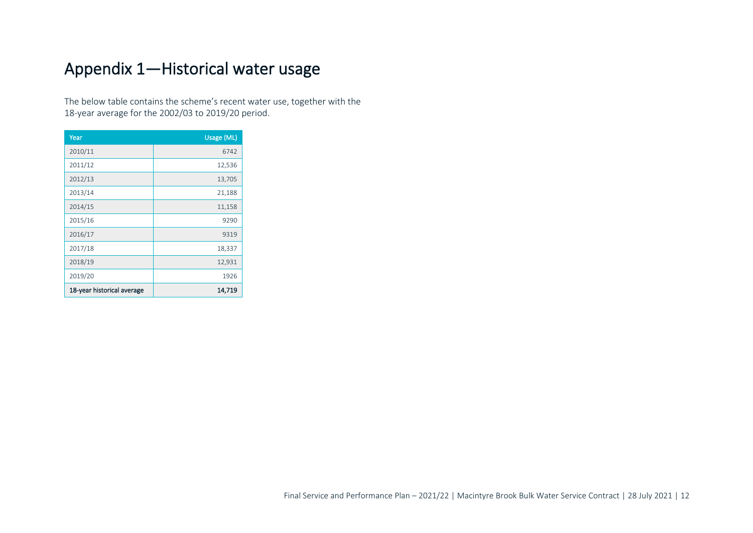# Appendix 1—Historical water usage

The below table contains the scheme's recent water use, together with the 18-year average for the 2002/03 to 2019/20 period.

| Year | Usage (ML) |
|---|---:|
| 2010/11 | 6742 |
| 2011/12 | 12,536 |
| 2012/13 | 13,705 |
| 2013/14 | 21,188 |
| 2014/15 | 11,158 |
| 2015/16 | 9290 |
| 2016/17 | 9319 |
| 2017/18 | 18,337 |
| 2018/19 | 12,931 |
| 2019/20 | 1926 |
| **18-year historical average** | **14,719** |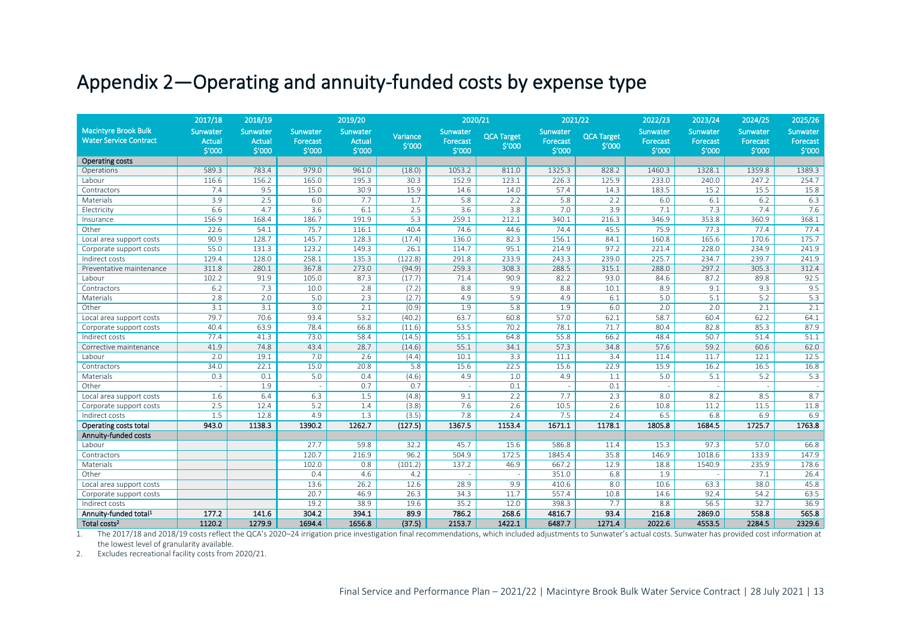# Appendix 2—Operating and annuity-funded costs by expense type

| Macintyre Brook Bulk Water Service Contract | 2017/18 | 2018/19 | 2019/20 | | | 2020/21 | | 2021/22 | | 2022/23 | 2023/24 | 2024/25 | 2025/26 |
|---|---|---|---|---|---|---|---|---|---|---|---|---|---|
| | Sunwater Actual $'000 | Sunwater Actual $'000 | Sunwater Forecast $'000 | Sunwater Actual $'000 | Variance $'000 | Sunwater Forecast $'000 | QCA Target $'000 | Sunwater Forecast $'000 | QCA Target $'000 | Sunwater Forecast $'000 | Sunwater Forecast $'000 | Sunwater Forecast $'000 | Sunwater Forecast $'000 |
| **Operating costs** | | | | | | | | | | | | | |
| Operations | 589.3 | 783.4 | 979.0 | 961.0 | (18.0) | 1053.2 | 811.0 | 1325.3 | 828.2 | 1460.3 | 1328.1 | 1359.8 | 1389.3 |
| Labour | 116.6 | 156.2 | 165.0 | 195.3 | 30.3 | 152.9 | 123.1 | 226.3 | 125.9 | 233.0 | 240.0 | 247.2 | 254.7 |
| Contractors | 7.4 | 9.5 | 15.0 | 30.9 | 15.9 | 14.6 | 14.0 | 57.4 | 14.3 | 183.5 | 15.2 | 15.5 | 15.8 |
| Materials | 3.9 | 2.5 | 6.0 | 7.7 | 1.7 | 5.8 | 2.2 | 5.8 | 2.2 | 6.0 | 6.1 | 6.2 | 6.3 |
| Electricity | 6.6 | 4.7 | 3.6 | 6.1 | 2.5 | 3.6 | 3.8 | 7.0 | 3.9 | 7.1 | 7.3 | 7.4 | 7.6 |
| Insurance | 156.9 | 168.4 | 186.7 | 191.9 | 5.3 | 259.1 | 212.1 | 340.1 | 216.3 | 346.9 | 353.8 | 360.9 | 368.1 |
| Other | 22.6 | 54.1 | 75.7 | 116.1 | 40.4 | 74.6 | 44.6 | 74.4 | 45.5 | 75.9 | 77.3 | 77.4 | 77.4 |
| Local area support costs | 90.9 | 128.7 | 145.7 | 128.3 | (17.4) | 136.0 | 82.3 | 156.1 | 84.1 | 160.8 | 165.6 | 170.6 | 175.7 |
| Corporate support costs | 55.0 | 131.3 | 123.2 | 149.3 | 26.1 | 114.7 | 95.1 | 214.9 | 97.2 | 221.4 | 228.0 | 234.9 | 241.9 |
| Indirect costs | 129.4 | 128.0 | 258.1 | 135.3 | (122.8) | 291.8 | 233.9 | 243.3 | 239.0 | 225.7 | 234.7 | 239.7 | 241.9 |
| Preventative maintenance | 311.8 | 280.1 | 367.8 | 273.0 | (94.9) | 259.3 | 308.3 | 288.5 | 315.1 | 288.0 | 297.2 | 305.3 | 312.4 |
| Labour | 102.2 | 91.9 | 105.0 | 87.3 | (17.7) | 71.4 | 90.9 | 82.2 | 93.0 | 84.6 | 87.2 | 89.8 | 92.5 |
| Contractors | 6.2 | 7.3 | 10.0 | 2.8 | (7.2) | 8.8 | 9.9 | 8.8 | 10.1 | 8.9 | 9.1 | 9.3 | 9.5 |
| Materials | 2.8 | 2.0 | 5.0 | 2.3 | (2.7) | 4.9 | 5.9 | 4.9 | 6.1 | 5.0 | 5.1 | 5.2 | 5.3 |
| Other | 3.1 | 3.1 | 3.0 | 2.1 | (0.9) | 1.9 | 5.8 | 1.9 | 6.0 | 2.0 | 2.0 | 2.1 | 2.1 |
| Local area support costs | 79.7 | 70.6 | 93.4 | 53.2 | (40.2) | 63.7 | 60.8 | 57.0 | 62.1 | 58.7 | 60.4 | 62.2 | 64.1 |
| Corporate support costs | 40.4 | 63.9 | 78.4 | 66.8 | (11.6) | 53.5 | 70.2 | 78.1 | 71.7 | 80.4 | 82.8 | 85.3 | 87.9 |
| Indirect costs | 77.4 | 41.3 | 73.0 | 58.4 | (14.5) | 55.1 | 64.8 | 55.8 | 66.2 | 48.4 | 50.7 | 51.4 | 51.1 |
| Corrective maintenance | 41.9 | 74.8 | 43.4 | 28.7 | (14.6) | 55.1 | 34.1 | 57.3 | 34.8 | 57.6 | 59.2 | 60.6 | 62.0 |
| Labour | 2.0 | 19.1 | 7.0 | 2.6 | (4.4) | 10.1 | 3.3 | 11.1 | 3.4 | 11.4 | 11.7 | 12.1 | 12.5 |
| Contractors | 34.0 | 22.1 | 15.0 | 20.8 | 5.8 | 15.6 | 22.5 | 15.6 | 22.9 | 15.9 | 16.2 | 16.5 | 16.8 |
| Materials | 0.3 | 0.1 | 5.0 | 0.4 | (4.6) | 4.9 | 1.0 | 4.9 | 1.1 | 5.0 | 5.1 | 5.2 | 5.3 |
| Other | - | 1.9 | - | 0.7 | 0.7 | - | 0.1 | - | 0.1 | - | - | - | - |
| Local area support costs | 1.6 | 6.4 | 6.3 | 1.5 | (4.8) | 9.1 | 2.2 | 7.7 | 2.3 | 8.0 | 8.2 | 8.5 | 8.7 |
| Corporate support costs | 2.5 | 12.4 | 5.2 | 1.4 | (3.8) | 7.6 | 2.6 | 10.5 | 2.6 | 10.8 | 11.2 | 11.5 | 11.8 |
| Indirect costs | 1.5 | 12.8 | 4.9 | 1.3 | (3.5) | 7.8 | 2.4 | 7.5 | 2.4 | 6.5 | 6.8 | 6.9 | 6.9 |
| **Operating costs total** | **943.0** | **1138.3** | **1390.2** | **1262.7** | **(127.5)** | **1367.5** | **1153.4** | **1671.1** | **1178.1** | **1805.8** | **1684.5** | **1725.7** | **1763.8** |
| **Annuity-funded costs** | | | | | | | | | | | | | |
| Labour | | | 27.7 | 59.8 | 32.2 | 45.7 | 15.6 | 586.8 | 11.4 | 15.3 | 97.3 | 57.0 | 66.8 |
| Contractors | | | 120.7 | 216.9 | 96.2 | 504.9 | 172.5 | 1845.4 | 35.8 | 146.9 | 1018.6 | 133.9 | 147.9 |
| Materials | | | 102.0 | 0.8 | (101.2) | 137.2 | 46.9 | 667.2 | 12.9 | 18.8 | 1540.9 | 235.9 | 178.6 |
| Other | | | 0.4 | 4.6 | 4.2 | - | - | 351.0 | 6.8 | 1.9 | - | 7.1 | 26.4 |
| Local area support costs | | | 13.6 | 26.2 | 12.6 | 28.9 | 9.9 | 410.6 | 8.0 | 10.6 | 63.3 | 38.0 | 45.8 |
| Corporate support costs | | | 20.7 | 46.9 | 26.3 | 34.3 | 11.7 | 557.4 | 10.8 | 14.6 | 92.4 | 54.2 | 63.5 |
| Indirect costs | | | 19.2 | 38.9 | 19.6 | 35.2 | 12.0 | 398.3 | 7.7 | 8.8 | 56.5 | 32.7 | 36.9 |
| **Annuity-funded total[1]** | **177.2** | **141.6** | **304.2** | **394.1** | **89.9** | **786.2** | **268.6** | **4816.7** | **93.4** | **216.8** | **2869.0** | **558.8** | **565.8** |
| **Total costs[2]** | **1120.2** | **1279.9** | **1694.4** | **1656.8** | **(37.5)** | **2153.7** | **1422.1** | **6487.7** | **1271.4** | **2022.6** | **4553.5** | **2284.5** | **2329.6** |

1. The 2017/18 and 2018/19 costs reflect the QCA's 2020–24 irrigation price investigation final recommendations, which included adjustments to Sunwater's actual costs. Sunwater has provided cost information at the lowest level of granularity available.
2. Excludes recreational facility costs from 2020/21.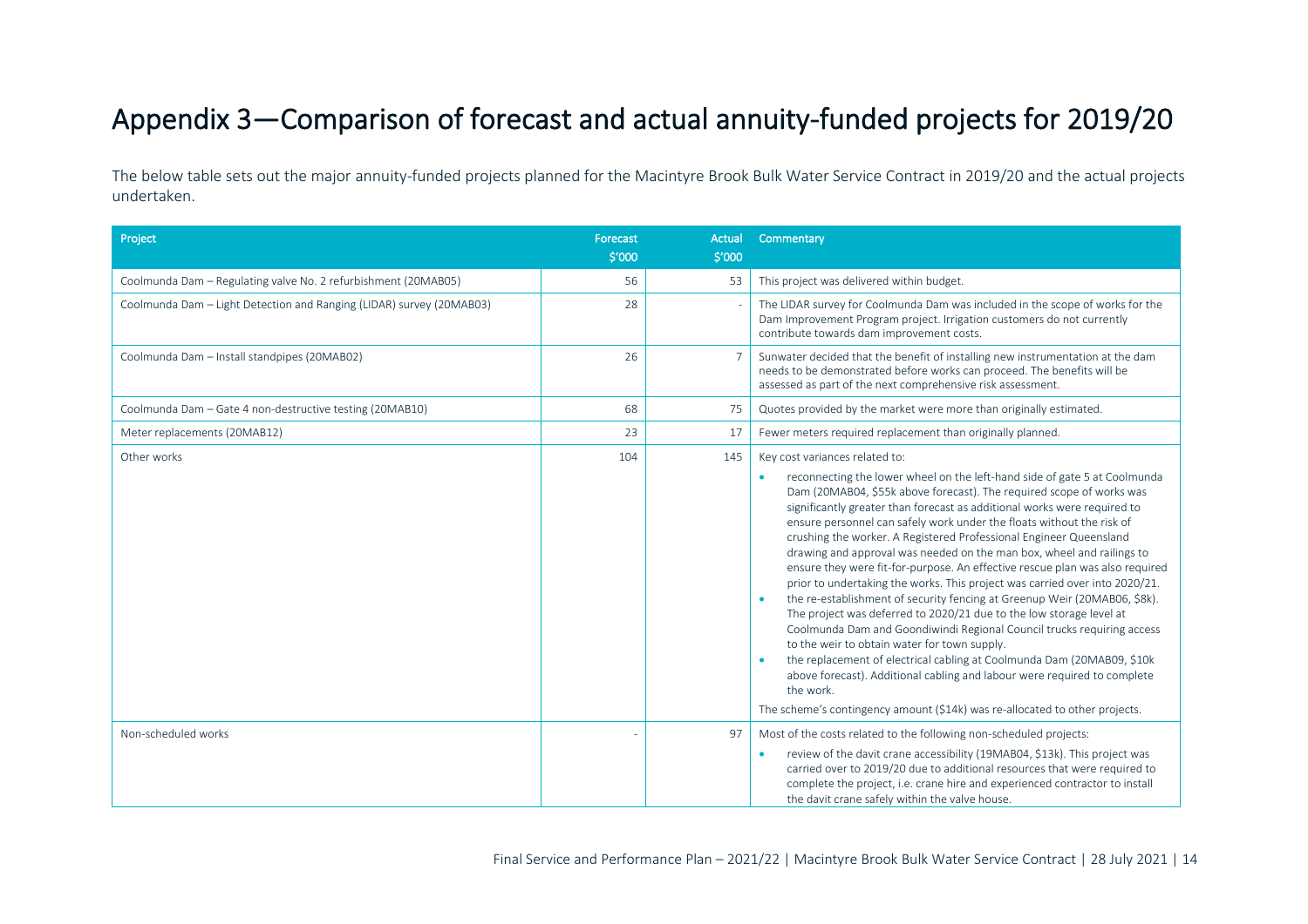# Appendix 3—Comparison of forecast and actual annuity-funded projects for 2019/20

The below table sets out the major annuity-funded projects planned for the Macintyre Brook Bulk Water Service Contract in 2019/20 and the actual projects undertaken.

| Project | Forecast $'000 | Actual $'000 | Commentary |
|---|---|---|---|
| Coolmunda Dam – Regulating valve No. 2 refurbishment (20MAB05) | 56 | 53 | This project was delivered within budget. |
| Coolmunda Dam – Light Detection and Ranging (LIDAR) survey (20MAB03) | 28 | - | The LIDAR survey for Coolmunda Dam was included in the scope of works for the Dam Improvement Program project. Irrigation customers do not currently contribute towards dam improvement costs. |
| Coolmunda Dam – Install standpipes (20MAB02) | 26 | 7 | Sunwater decided that the benefit of installing new instrumentation at the dam needs to be demonstrated before works can proceed. The benefits will be assessed as part of the next comprehensive risk assessment. |
| Coolmunda Dam – Gate 4 non-destructive testing (20MAB10) | 68 | 75 | Quotes provided by the market were more than originally estimated. |
| Meter replacements (20MAB12) | 23 | 17 | Fewer meters required replacement than originally planned. |
| Other works | 104 | 145 | Key cost variances related to:<br>• reconnecting the lower wheel on the left-hand side of gate 5 at Coolmunda Dam (20MAB04, $55k above forecast). The required scope of works was significantly greater than forecast as additional works were required to ensure personnel can safely work under the floats without the risk of crushing the worker. A Registered Professional Engineer Queensland drawing and approval was needed on the man box, wheel and railings to ensure they were fit-for-purpose. An effective rescue plan was also required prior to undertaking the works. This project was carried over into 2020/21.<br>• the re-establishment of security fencing at Greenup Weir (20MAB06, $8k). The project was deferred to 2020/21 due to the low storage level at Coolmunda Dam and Goondiwindi Regional Council trucks requiring access to the weir to obtain water for town supply.<br>• the replacement of electrical cabling at Coolmunda Dam (20MAB09, $10k above forecast). Additional cabling and labour were required to complete the work.<br>The scheme's contingency amount ($14k) was re-allocated to other projects. |
| Non-scheduled works | - | 97 | Most of the costs related to the following non-scheduled projects:<br>• review of the davit crane accessibility (19MAB04, $13k). This project was carried over to 2019/20 due to additional resources that were required to complete the project, i.e. crane hire and experienced contractor to install the davit crane safely within the valve house. |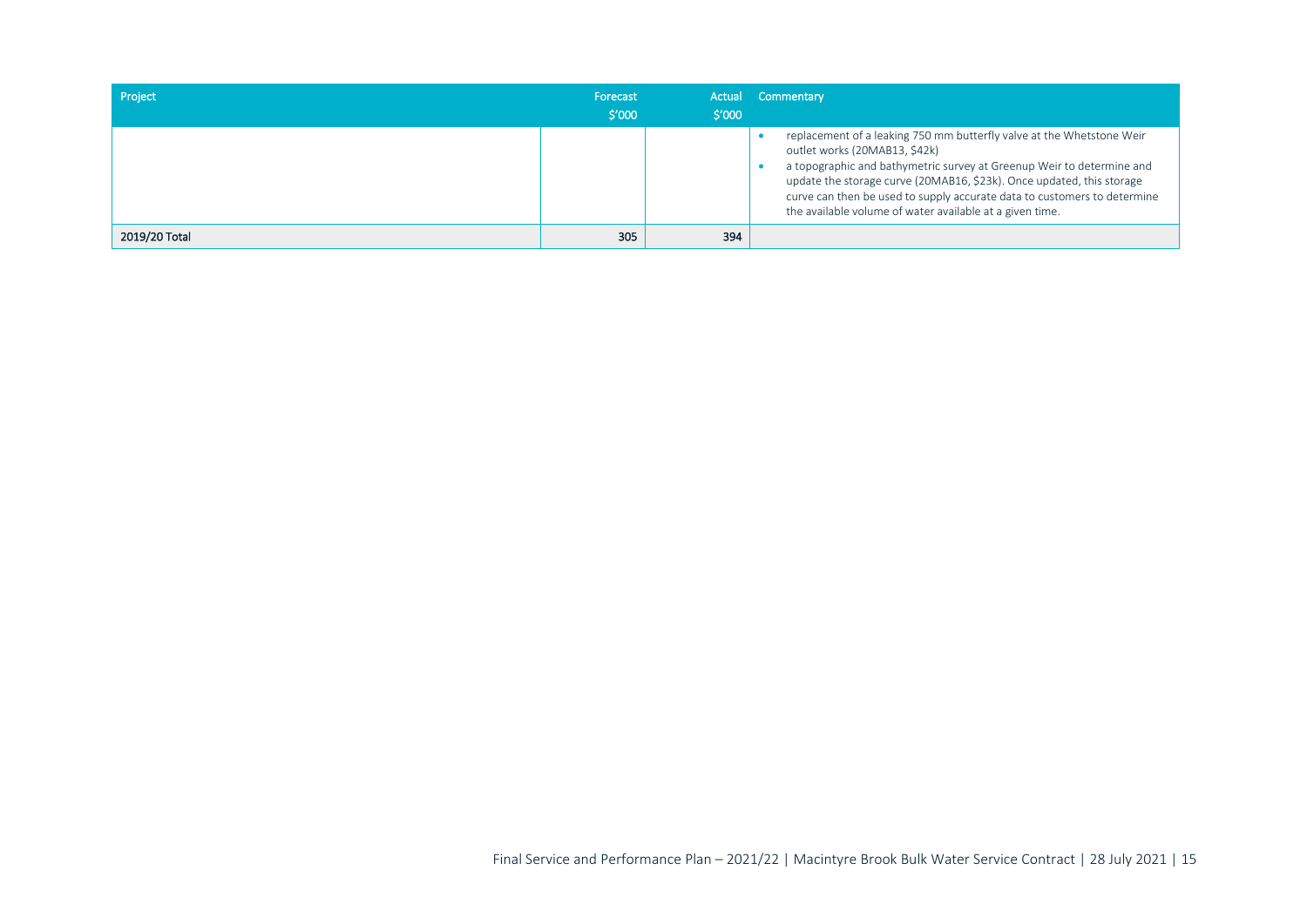| Project | Forecast $'000 | Actual $'000 | Commentary |
|---|---|---|---|
| | | | • replacement of a leaking 750 mm butterfly valve at the Whetstone Weir outlet works (20MAB13, $42k)<br>• a topographic and bathymetric survey at Greenup Weir to determine and update the storage curve (20MAB16, $23k). Once updated, this storage curve can then be used to supply accurate data to customers to determine the available volume of water available at a given time. |
| 2019/20 Total | 305 | 394 | |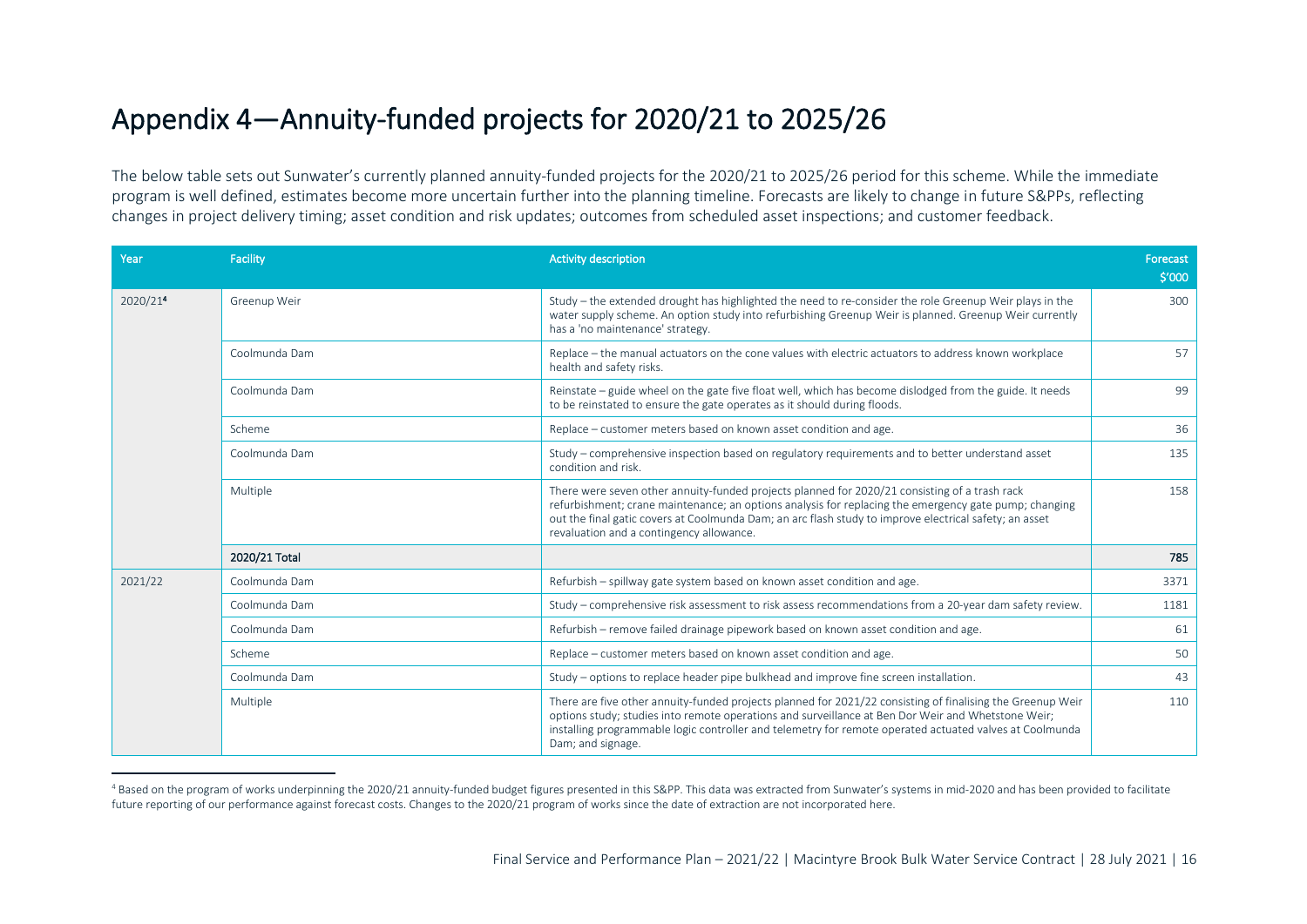# Appendix 4—Annuity-funded projects for 2020/21 to 2025/26

The below table sets out Sunwater's currently planned annuity-funded projects for the 2020/21 to 2025/26 period for this scheme. While the immediate program is well defined, estimates become more uncertain further into the planning timeline. Forecasts are likely to change in future S&PPs, reflecting changes in project delivery timing; asset condition and risk updates; outcomes from scheduled asset inspections; and customer feedback.

| Year | Facility | Activity description | Forecast $'000 |
|---|---|---|---|
| 2020/21[4] | Greenup Weir | Study – the extended drought has highlighted the need to re-consider the role Greenup Weir plays in the water supply scheme. An option study into refurbishing Greenup Weir is planned. Greenup Weir currently has a 'no maintenance' strategy. | 300 |
| | Coolmunda Dam | Replace – the manual actuators on the cone values with electric actuators to address known workplace health and safety risks. | 57 |
| | Coolmunda Dam | Reinstate – guide wheel on the gate five float well, which has become dislodged from the guide. It needs to be reinstated to ensure the gate operates as it should during floods. | 99 |
| | Scheme | Replace – customer meters based on known asset condition and age. | 36 |
| | Coolmunda Dam | Study – comprehensive inspection based on regulatory requirements and to better understand asset condition and risk. | 135 |
| | Multiple | There were seven other annuity-funded projects planned for 2020/21 consisting of a trash rack refurbishment; crane maintenance; an options analysis for replacing the emergency gate pump; changing out the final gatic covers at Coolmunda Dam; an arc flash study to improve electrical safety; an asset revaluation and a contingency allowance. | 158 |
| | **2020/21 Total** | | **785** |
| 2021/22 | Coolmunda Dam | Refurbish – spillway gate system based on known asset condition and age. | 3371 |
| | Coolmunda Dam | Study – comprehensive risk assessment to risk assess recommendations from a 20-year dam safety review. | 1181 |
| | Coolmunda Dam | Refurbish – remove failed drainage pipework based on known asset condition and age. | 61 |
| | Scheme | Replace – customer meters based on known asset condition and age. | 50 |
| | Coolmunda Dam | Study – options to replace header pipe bulkhead and improve fine screen installation. | 43 |
| | Multiple | There are five other annuity-funded projects planned for 2021/22 consisting of finalising the Greenup Weir options study; studies into remote operations and surveillance at Ben Dor Weir and Whetstone Weir; installing programmable logic controller and telemetry for remote operated actuated valves at Coolmunda Dam; and signage. | 110 |

[4] Based on the program of works underpinning the 2020/21 annuity-funded budget figures presented in this S&PP. This data was extracted from Sunwater's systems in mid-2020 and has been provided to facilitate future reporting of our performance against forecast costs. Changes to the 2020/21 program of works since the date of extraction are not incorporated here.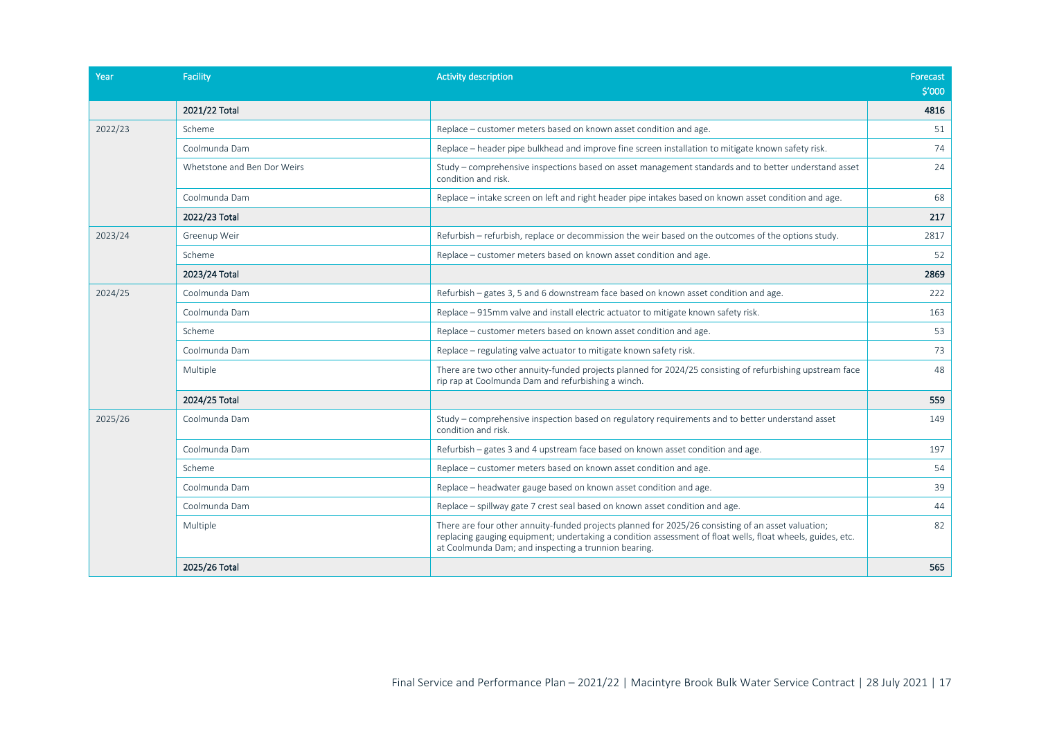| Year | Facility | Activity description | Forecast $'000 |
|---|---|---|---|
| | **2021/22 Total** | | **4816** |
| 2022/23 | Scheme | Replace – customer meters based on known asset condition and age. | 51 |
| | Coolmunda Dam | Replace – header pipe bulkhead and improve fine screen installation to mitigate known safety risk. | 74 |
| | Whetstone and Ben Dor Weirs | Study – comprehensive inspections based on asset management standards and to better understand asset condition and risk. | 24 |
| | Coolmunda Dam | Replace – intake screen on left and right header pipe intakes based on known asset condition and age. | 68 |
| | **2022/23 Total** | | **217** |
| 2023/24 | Greenup Weir | Refurbish – refurbish, replace or decommission the weir based on the outcomes of the options study. | 2817 |
| | Scheme | Replace – customer meters based on known asset condition and age. | 52 |
| | **2023/24 Total** | | **2869** |
| 2024/25 | Coolmunda Dam | Refurbish – gates 3, 5 and 6 downstream face based on known asset condition and age. | 222 |
| | Coolmunda Dam | Replace – 915mm valve and install electric actuator to mitigate known safety risk. | 163 |
| | Scheme | Replace – customer meters based on known asset condition and age. | 53 |
| | Coolmunda Dam | Replace – regulating valve actuator to mitigate known safety risk. | 73 |
| | Multiple | There are two other annuity-funded projects planned for 2024/25 consisting of refurbishing upstream face rip rap at Coolmunda Dam and refurbishing a winch. | 48 |
| | **2024/25 Total** | | **559** |
| 2025/26 | Coolmunda Dam | Study – comprehensive inspection based on regulatory requirements and to better understand asset condition and risk. | 149 |
| | Coolmunda Dam | Refurbish – gates 3 and 4 upstream face based on known asset condition and age. | 197 |
| | Scheme | Replace – customer meters based on known asset condition and age. | 54 |
| | Coolmunda Dam | Replace – headwater gauge based on known asset condition and age. | 39 |
| | Coolmunda Dam | Replace – spillway gate 7 crest seal based on known asset condition and age. | 44 |
| | Multiple | There are four other annuity-funded projects planned for 2025/26 consisting of an asset valuation; replacing gauging equipment; undertaking a condition assessment of float wells, float wheels, guides, etc. at Coolmunda Dam; and inspecting a trunnion bearing. | 82 |
| | **2025/26 Total** | | **565** |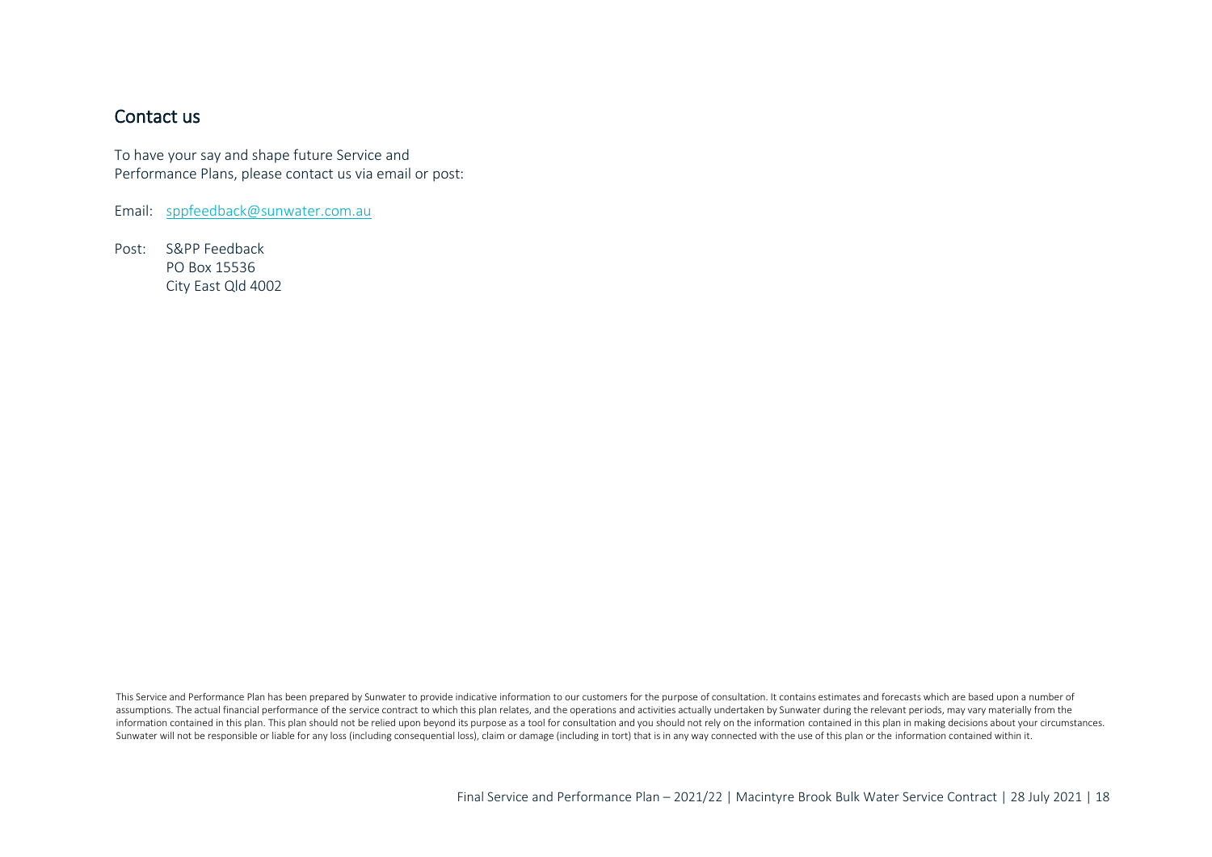## Contact us

To have your say and shape future Service and Performance Plans, please contact us via email or post:

Email: sppfeedback@sunwater.com.au

Post: S&PP Feedback
PO Box 15536
City East Qld 4002

This Service and Performance Plan has been prepared by Sunwater to provide indicative information to our customers for the purpose of consultation. It contains estimates and forecasts which are based upon a number of assumptions. The actual financial performance of the service contract to which this plan relates, and the operations and activities actually undertaken by Sunwater during the relevant periods, may vary materially from the information contained in this plan. This plan should not be relied upon beyond its purpose as a tool for consultation and you should not rely on the information contained in this plan in making decisions about your circumstances. Sunwater will not be responsible or liable for any loss (including consequential loss), claim or damage (including in tort) that is in any way connected with the use of this plan or the information contained within it.